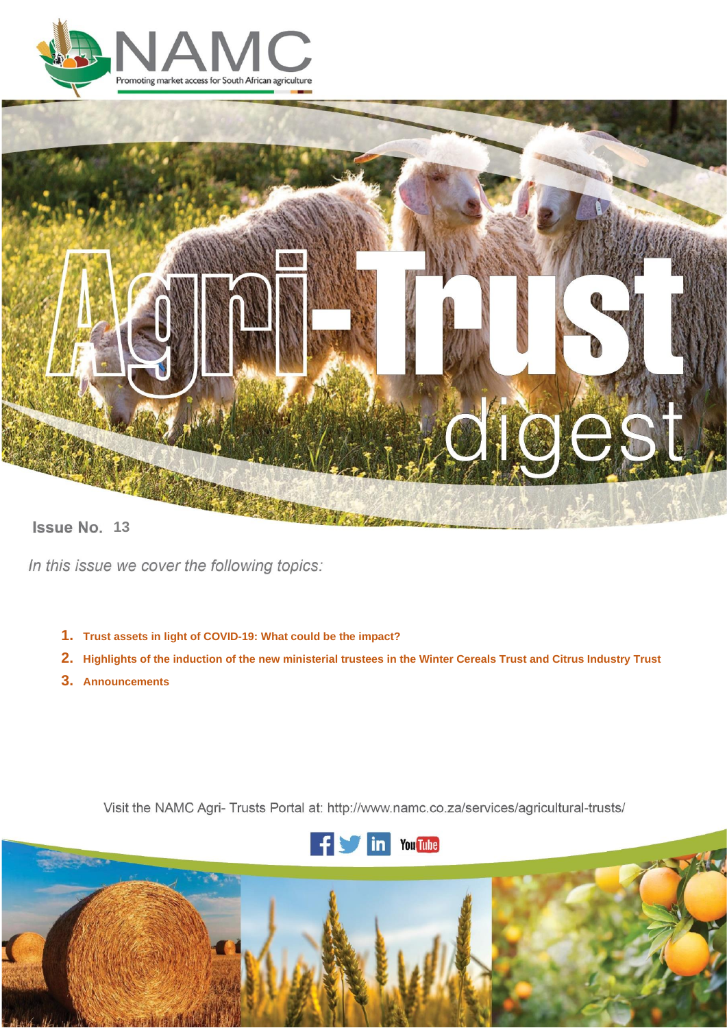NAMC

Promoting market access for South African agriculture

# Agri-Trust digest

Issue No. 13

*In this issue we cover the following topics:*

1. **Trust assets in light of COVID-19: What could be the impact?**
2. **Highlights of the induction of the new ministerial trustees in the Winter Cereals Trust and Citrus Industry Trust**
3. **Announcements**

Visit the NAMC Agri- Trusts Portal at: http://www.namc.co.za/services/agricultural-trusts/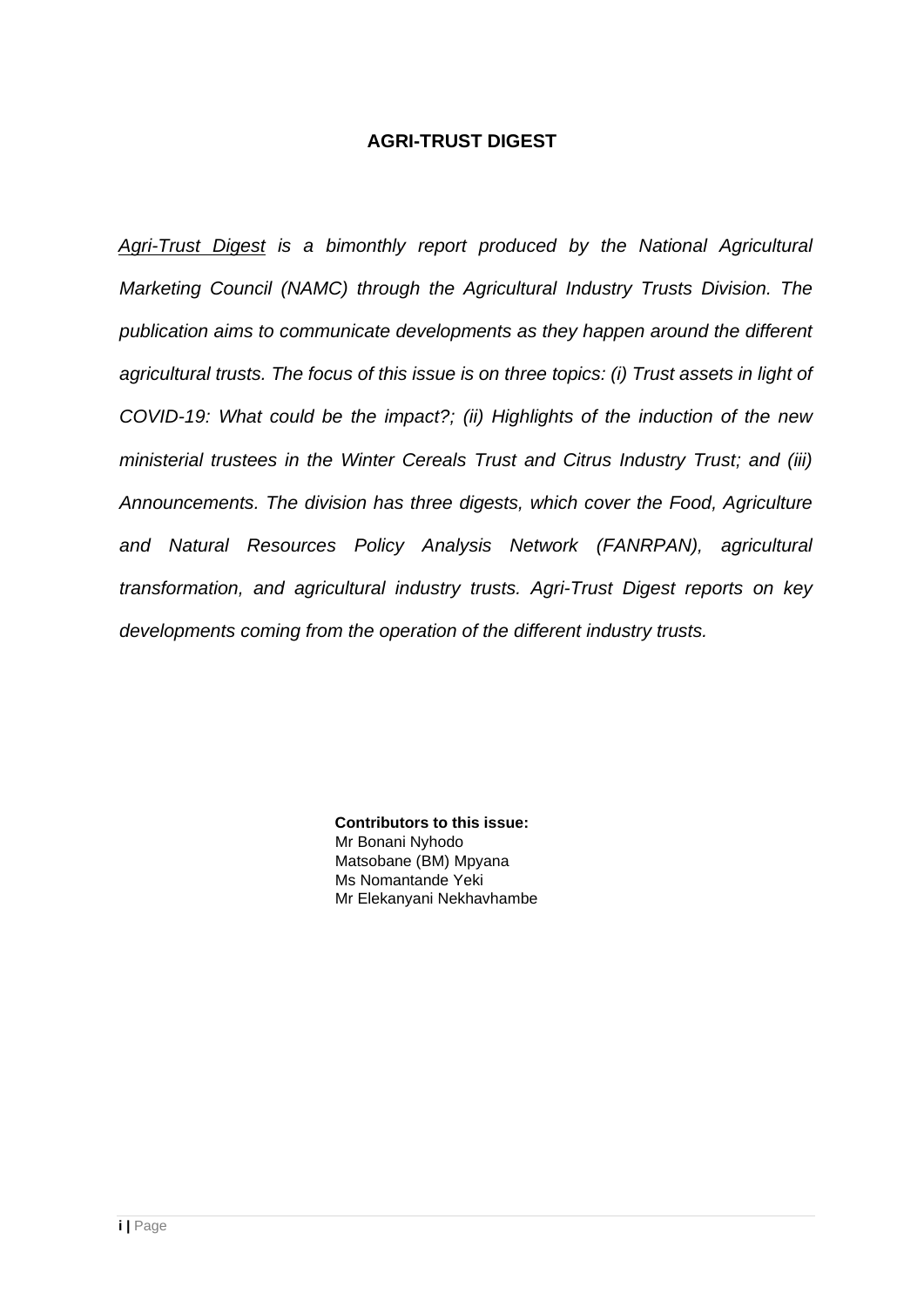# AGRI-TRUST DIGEST

*Agri-Trust Digest is a bimonthly report produced by the National Agricultural Marketing Council (NAMC) through the Agricultural Industry Trusts Division. The publication aims to communicate developments as they happen around the different agricultural trusts. The focus of this issue is on three topics: (i) Trust assets in light of COVID-19: What could be the impact?; (ii) Highlights of the induction of the new ministerial trustees in the Winter Cereals Trust and Citrus Industry Trust; and (iii) Announcements. The division has three digests, which cover the Food, Agriculture and Natural Resources Policy Analysis Network (FANRPAN), agricultural transformation, and agricultural industry trusts. Agri-Trust Digest reports on key developments coming from the operation of the different industry trusts.*

**Contributors to this issue:**
Mr Bonani Nyhodo
Matsobane (BM) Mpyana
Ms Nomantande Yeki
Mr Elekanyani Nekhavhambe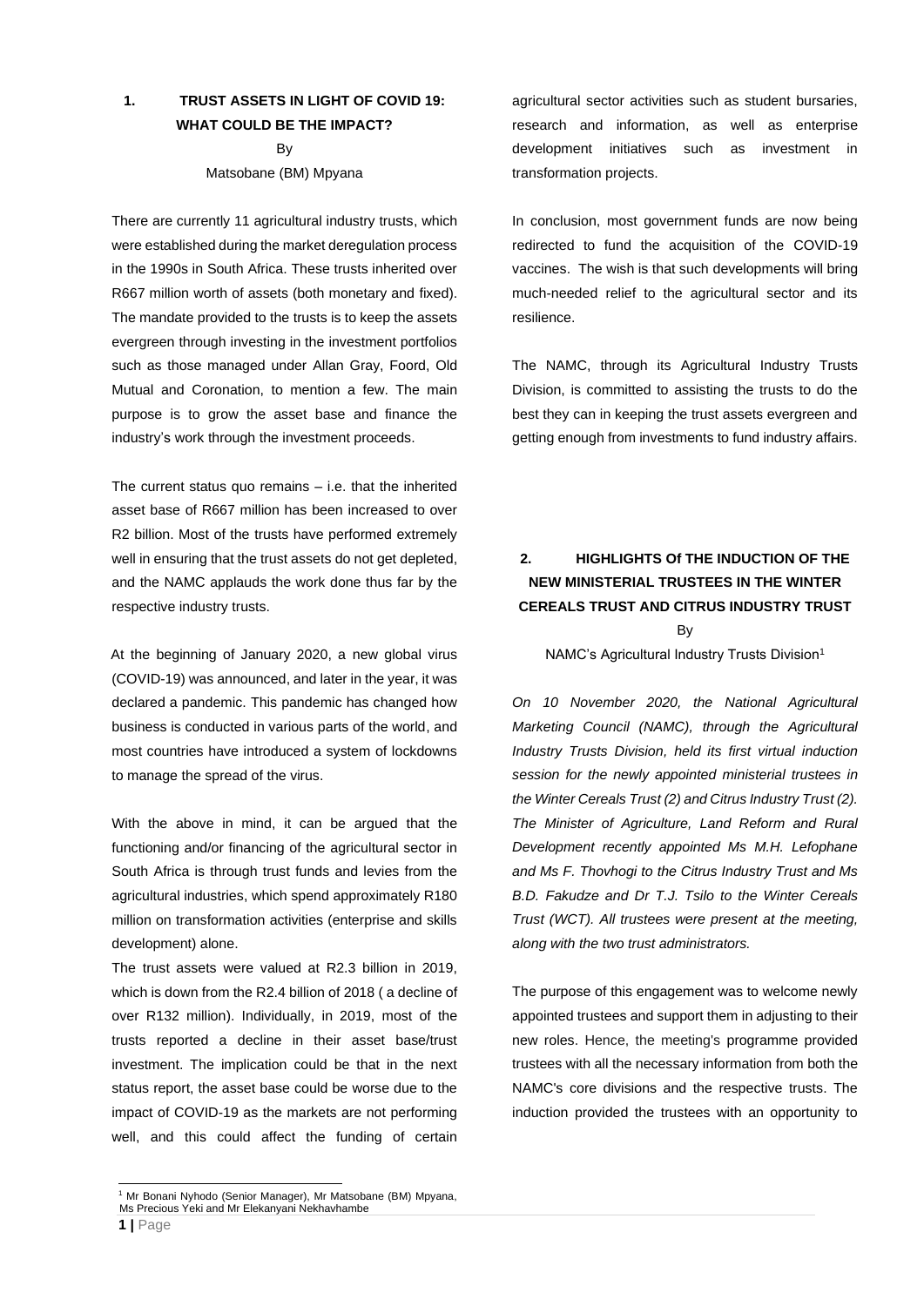## 1. TRUST ASSETS IN LIGHT OF COVID 19: WHAT COULD BE THE IMPACT?

By

Matsobane (BM) Mpyana

There are currently 11 agricultural industry trusts, which were established during the market deregulation process in the 1990s in South Africa. These trusts inherited over R667 million worth of assets (both monetary and fixed). The mandate provided to the trusts is to keep the assets evergreen through investing in the investment portfolios such as those managed under Allan Gray, Foord, Old Mutual and Coronation, to mention a few. The main purpose is to grow the asset base and finance the industry's work through the investment proceeds.

The current status quo remains – i.e. that the inherited asset base of R667 million has been increased to over R2 billion. Most of the trusts have performed extremely well in ensuring that the trust assets do not get depleted, and the NAMC applauds the work done thus far by the respective industry trusts.

At the beginning of January 2020, a new global virus (COVID-19) was announced, and later in the year, it was declared a pandemic. This pandemic has changed how business is conducted in various parts of the world, and most countries have introduced a system of lockdowns to manage the spread of the virus.

With the above in mind, it can be argued that the functioning and/or financing of the agricultural sector in South Africa is through trust funds and levies from the agricultural industries, which spend approximately R180 million on transformation activities (enterprise and skills development) alone.

The trust assets were valued at R2.3 billion in 2019, which is down from the R2.4 billion of 2018 ( a decline of over R132 million). Individually, in 2019, most of the trusts reported a decline in their asset base/trust investment. The implication could be that in the next status report, the asset base could be worse due to the impact of COVID-19 as the markets are not performing well, and this could affect the funding of certain agricultural sector activities such as student bursaries, research and information, as well as enterprise development initiatives such as investment in transformation projects.

In conclusion, most government funds are now being redirected to fund the acquisition of the COVID-19 vaccines. The wish is that such developments will bring much-needed relief to the agricultural sector and its resilience.

The NAMC, through its Agricultural Industry Trusts Division, is committed to assisting the trusts to do the best they can in keeping the trust assets evergreen and getting enough from investments to fund industry affairs.

## 2. HIGHLIGHTS Of THE INDUCTION OF THE NEW MINISTERIAL TRUSTEES IN THE WINTER CEREALS TRUST AND CITRUS INDUSTRY TRUST

By

NAMC's Agricultural Industry Trusts Division[1]

*On 10 November 2020, the National Agricultural Marketing Council (NAMC), through the Agricultural Industry Trusts Division, held its first virtual induction session for the newly appointed ministerial trustees in the Winter Cereals Trust (2) and Citrus Industry Trust (2). The Minister of Agriculture, Land Reform and Rural Development recently appointed Ms M.H. Lefophane and Ms F. Thovhogi to the Citrus Industry Trust and Ms B.D. Fakudze and Dr T.J. Tsilo to the Winter Cereals Trust (WCT). All trustees were present at the meeting, along with the two trust administrators.*

The purpose of this engagement was to welcome newly appointed trustees and support them in adjusting to their new roles. Hence, the meeting's programme provided trustees with all the necessary information from both the NAMC's core divisions and the respective trusts. The induction provided the trustees with an opportunity to

[1] Mr Bonani Nyhodo (Senior Manager), Mr Matsobane (BM) Mpyana, Ms Precious Yeki and Mr Elekanyani Nekhavhambe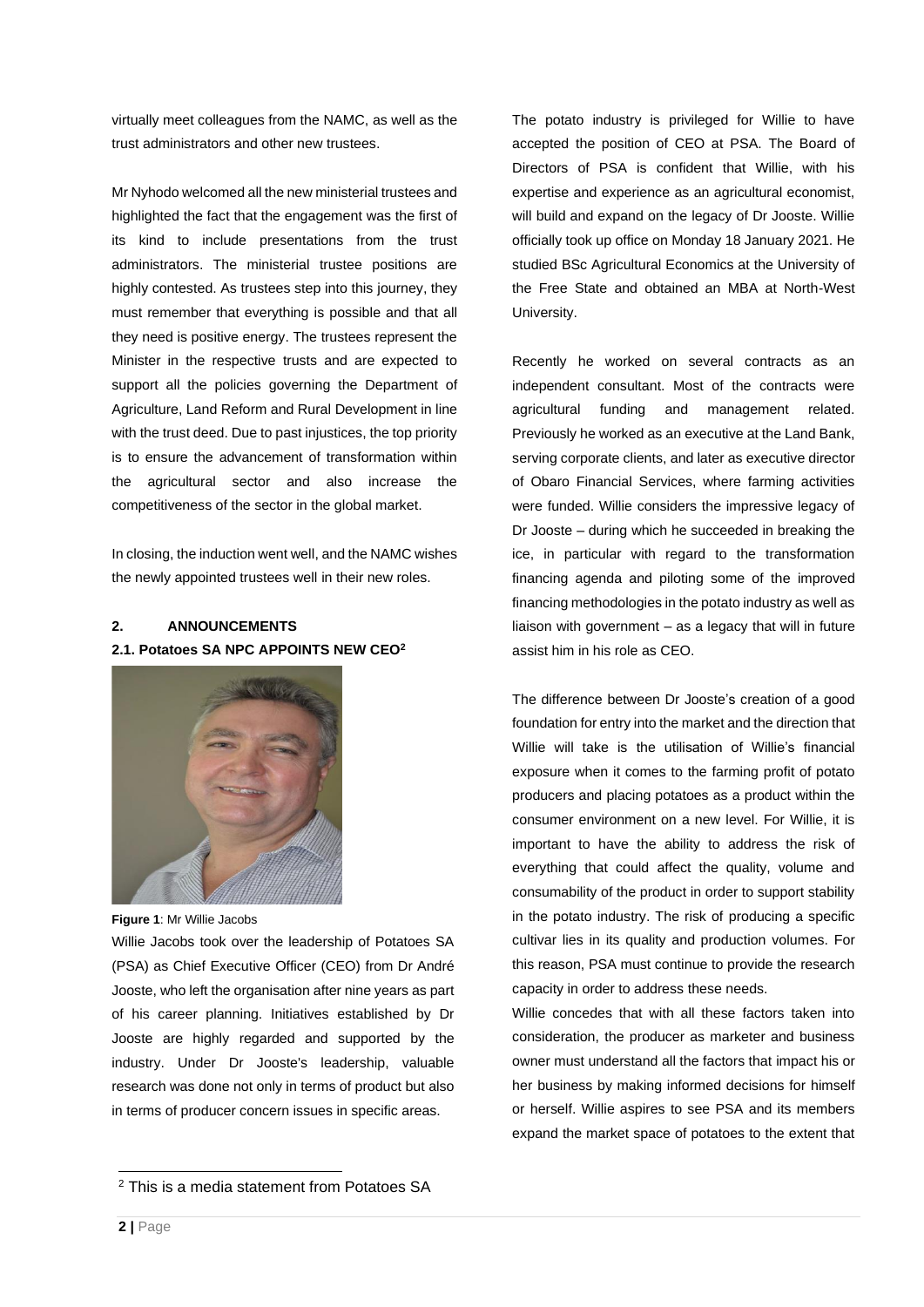virtually meet colleagues from the NAMC, as well as the trust administrators and other new trustees.

Mr Nyhodo welcomed all the new ministerial trustees and highlighted the fact that the engagement was the first of its kind to include presentations from the trust administrators. The ministerial trustee positions are highly contested. As trustees step into this journey, they must remember that everything is possible and that all they need is positive energy. The trustees represent the Minister in the respective trusts and are expected to support all the policies governing the Department of Agriculture, Land Reform and Rural Development in line with the trust deed. Due to past injustices, the top priority is to ensure the advancement of transformation within the agricultural sector and also increase the competitiveness of the sector in the global market.

In closing, the induction went well, and the NAMC wishes the newly appointed trustees well in their new roles.

## 2. ANNOUNCEMENTS

### 2.1. Potatoes SA NPC APPOINTS NEW CEO[2]

**Figure 1**: Mr Willie Jacobs

Willie Jacobs took over the leadership of Potatoes SA (PSA) as Chief Executive Officer (CEO) from Dr André Jooste, who left the organisation after nine years as part of his career planning. Initiatives established by Dr Jooste are highly regarded and supported by the industry. Under Dr Jooste's leadership, valuable research was done not only in terms of product but also in terms of producer concern issues in specific areas.

The potato industry is privileged for Willie to have accepted the position of CEO at PSA. The Board of Directors of PSA is confident that Willie, with his expertise and experience as an agricultural economist, will build and expand on the legacy of Dr Jooste. Willie officially took up office on Monday 18 January 2021. He studied BSc Agricultural Economics at the University of the Free State and obtained an MBA at North-West University.

Recently he worked on several contracts as an independent consultant. Most of the contracts were agricultural funding and management related. Previously he worked as an executive at the Land Bank, serving corporate clients, and later as executive director of Obaro Financial Services, where farming activities were funded. Willie considers the impressive legacy of Dr Jooste – during which he succeeded in breaking the ice, in particular with regard to the transformation financing agenda and piloting some of the improved financing methodologies in the potato industry as well as liaison with government – as a legacy that will in future assist him in his role as CEO.

The difference between Dr Jooste's creation of a good foundation for entry into the market and the direction that Willie will take is the utilisation of Willie's financial exposure when it comes to the farming profit of potato producers and placing potatoes as a product within the consumer environment on a new level. For Willie, it is important to have the ability to address the risk of everything that could affect the quality, volume and consumability of the product in order to support stability in the potato industry. The risk of producing a specific cultivar lies in its quality and production volumes. For this reason, PSA must continue to provide the research capacity in order to address these needs.

Willie concedes that with all these factors taken into consideration, the producer as marketer and business owner must understand all the factors that impact his or her business by making informed decisions for himself or herself. Willie aspires to see PSA and its members expand the market space of potatoes to the extent that

[2] This is a media statement from Potatoes SA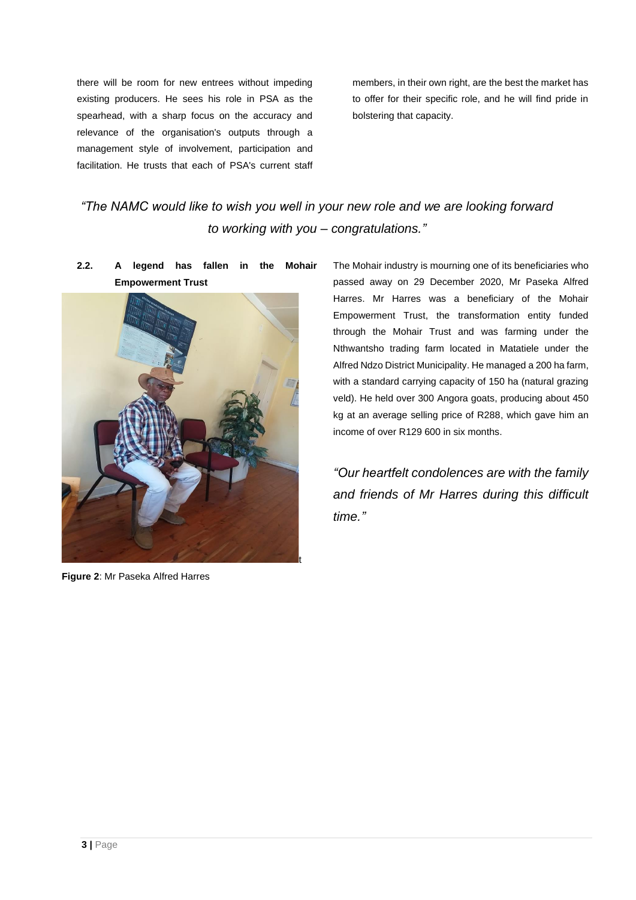there will be room for new entrees without impeding existing producers. He sees his role in PSA as the spearhead, with a sharp focus on the accuracy and relevance of the organisation's outputs through a management style of involvement, participation and facilitation. He trusts that each of PSA's current staff members, in their own right, are the best the market has to offer for their specific role, and he will find pride in bolstering that capacity.

*"The NAMC would like to wish you well in your new role and we are looking forward to working with you – congratulations."*

### 2.2. A legend has fallen in the Mohair Empowerment Trust

**Figure 2**: Mr Paseka Alfred Harres

The Mohair industry is mourning one of its beneficiaries who passed away on 29 December 2020, Mr Paseka Alfred Harres. Mr Harres was a beneficiary of the Mohair Empowerment Trust, the transformation entity funded through the Mohair Trust and was farming under the Nthwantsho trading farm located in Matatiele under the Alfred Ndzo District Municipality. He managed a 200 ha farm, with a standard carrying capacity of 150 ha (natural grazing veld). He held over 300 Angora goats, producing about 450 kg at an average selling price of R288, which gave him an income of over R129 600 in six months.

*"Our heartfelt condolences are with the family and friends of Mr Harres during this difficult time."*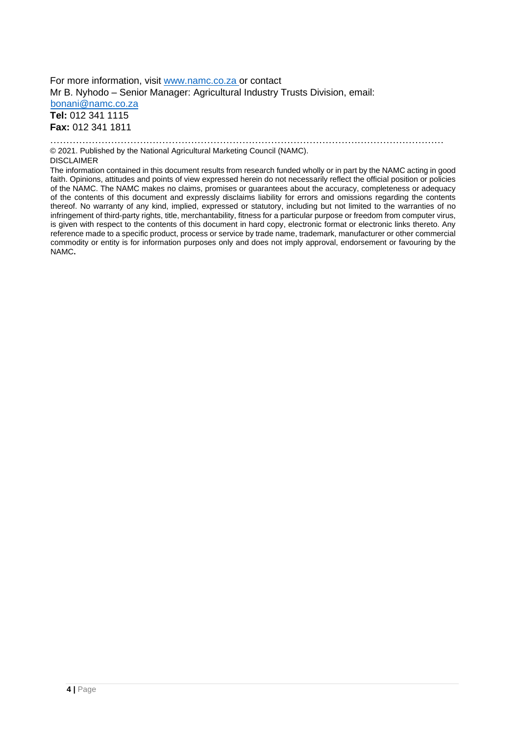For more information, visit [www.namc.co.za](http://www.namc.co.za) or contact
Mr B. Nyhodo – Senior Manager: Agricultural Industry Trusts Division, email: [bonani@namc.co.za](mailto:bonani@namc.co.za)
**Tel:** 012 341 1115
**Fax:** 012 341 1811

…………………………………………………………………………………………………………

© 2021. Published by the National Agricultural Marketing Council (NAMC).

DISCLAIMER

The information contained in this document results from research funded wholly or in part by the NAMC acting in good faith. Opinions, attitudes and points of view expressed herein do not necessarily reflect the official position or policies of the NAMC. The NAMC makes no claims, promises or guarantees about the accuracy, completeness or adequacy of the contents of this document and expressly disclaims liability for errors and omissions regarding the contents thereof. No warranty of any kind, implied, expressed or statutory, including but not limited to the warranties of no infringement of third-party rights, title, merchantability, fitness for a particular purpose or freedom from computer virus, is given with respect to the contents of this document in hard copy, electronic format or electronic links thereto. Any reference made to a specific product, process or service by trade name, trademark, manufacturer or other commercial commodity or entity is for information purposes only and does not imply approval, endorsement or favouring by the NAMC**.**